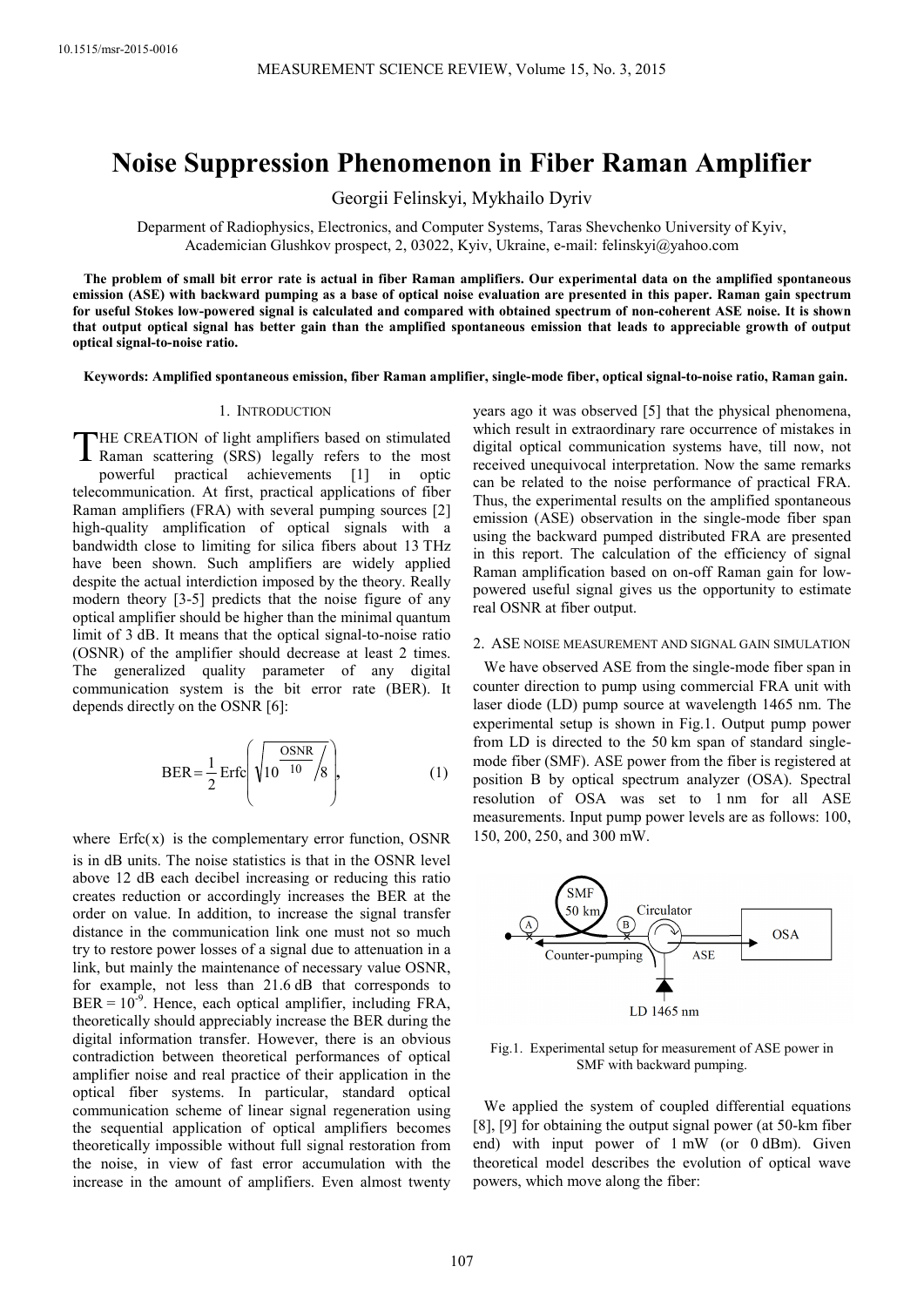# Noise Suppression Phenomenon in Fiber Raman Amplifier

Georgii Felinskyi, Mykhailo Dyriv

Deparment of Radiophysics, Electronics, and Computer Systems, Taras Shevchenko University of Kyiv, Academician Glushkov prospect, 2, 03022, Kyiv, Ukraine, e-mail: felinskyi@yahoo.com

**The problem of small bit error rate is actual in fiber Raman amplifiers. Our experimental data on the amplified spontaneous emission (ASE) with backward pumping as a base of optical noise evaluation are presented in this paper. Raman gain spectrum for useful Stokes low-powered signal is calculated and compared with obtained spectrum of non-coherent ASE noise. It is shown that output optical signal has better gain than the amplified spontaneous emission that leads to appreciable growth of output optical signal-to-noise ratio.**

**Keywords: Amplified spontaneous emission, fiber Raman amplifier, single-mode fiber, optical signal-to-noise ratio, Raman gain.**

## 1. Introduction

THE CREATION of light amplifiers based on stimulated Raman scattering (SRS) legally refers to the most powerful practical achievements [1] in optic telecommunication. At first, practical applications of fiber Raman amplifiers (FRA) with several pumping sources [2] high-quality amplification of optical signals with a bandwidth close to limiting for silica fibers about 13 THz have been shown. Such amplifiers are widely applied despite the actual interdiction imposed by the theory. Really modern theory [3-5] predicts that the noise figure of any optical amplifier should be higher than the minimal quantum limit of 3 dB. It means that the optical signal-to-noise ratio (OSNR) of the amplifier should decrease at least 2 times. The generalized quality parameter of any digital communication system is the bit error rate (BER). It depends directly on the OSNR [6]:

$$\mathrm{BER} = \frac{1}{2}\,\mathrm{Erfc}\left(\sqrt{10^{\frac{\mathrm{OSNR}}{10}}/8}\right), \tag{1}$$

where $\mathrm{Erfc}(x)$ is the complementary error function, OSNR is in dB units. The noise statistics is that in the OSNR level above 12 dB each decibel increasing or reducing this ratio creates reduction or accordingly increases the BER at the order on value. In addition, to increase the signal transfer distance in the communication link one must not so much try to restore power losses of a signal due to attenuation in a link, but mainly the maintenance of necessary value OSNR, for example, not less than 21.6 dB that corresponds to $\mathrm{BER} = 10^{-9}$. Hence, each optical amplifier, including FRA, theoretically should appreciably increase the BER during the digital information transfer. However, there is an obvious contradiction between theoretical performances of optical amplifier noise and real practice of their application in the optical fiber systems. In particular, standard optical communication scheme of linear signal regeneration using the sequential application of optical amplifiers becomes theoretically impossible without full signal restoration from the noise, in view of fast error accumulation with the increase in the amount of amplifiers. Even almost twenty years ago it was observed [5] that the physical phenomena, which result in extraordinary rare occurrence of mistakes in digital optical communication systems have, till now, not received unequivocal interpretation. Now the same remarks can be related to the noise performance of practical FRA. Thus, the experimental results on the amplified spontaneous emission (ASE) observation in the single-mode fiber span using the backward pumped distributed FRA are presented in this report. The calculation of the efficiency of signal Raman amplification based on on-off Raman gain for low-powered useful signal gives us the opportunity to estimate real OSNR at fiber output.

## 2. ASE noise measurement and signal gain simulation

We have observed ASE from the single-mode fiber span in counter direction to pump using commercial FRA unit with laser diode (LD) pump source at wavelength 1465 nm. The experimental setup is shown in Fig.1. Output pump power from LD is directed to the 50 km span of standard single-mode fiber (SMF). ASE power from the fiber is registered at position B by optical spectrum analyzer (OSA). Spectral resolution of OSA was set to 1 nm for all ASE measurements. Input pump power levels are as follows: 100, 150, 200, 250, and 300 mW.

Fig.1. Experimental setup for measurement of ASE power in SMF with backward pumping.

We applied the system of coupled differential equations [8], [9] for obtaining the output signal power (at 50-km fiber end) with input power of 1 mW (or 0 dBm). Given theoretical model describes the evolution of optical wave powers, which move along the fiber: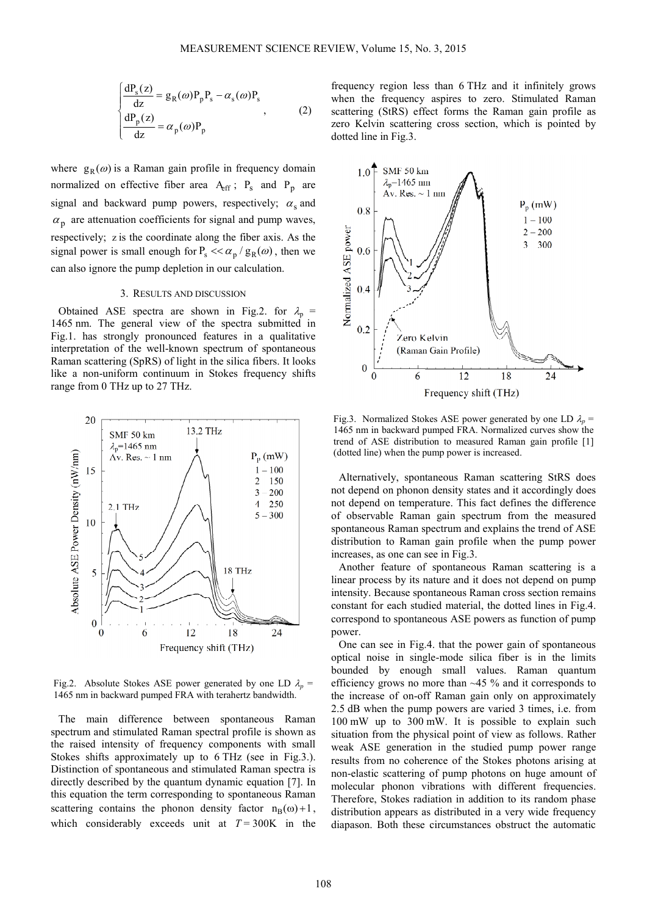$$\begin{cases} \dfrac{dP_s(z)}{dz} = g_R(\omega)P_pP_s - \alpha_s(\omega)P_s \\ \dfrac{dP_p(z)}{dz} = \alpha_p(\omega)P_p \end{cases}, \qquad (2)$$

where $g_R(\omega)$ is a Raman gain profile in frequency domain normalized on effective fiber area $A_{eff}$; $P_s$ and $P_p$ are signal and backward pump powers, respectively; $\alpha_s$ and $\alpha_p$ are attenuation coefficients for signal and pump waves, respectively; $z$ is the coordinate along the fiber axis. As the signal power is small enough for $P_s << \alpha_p / g_R(\omega)$, then we can also ignore the pump depletion in our calculation.

## 3. RESULTS AND DISCUSSION

Obtained ASE spectra are shown in Fig.2. for $\lambda_p$ = 1465 nm. The general view of the spectra submitted in Fig.1. has strongly pronounced features in a qualitative interpretation of the well-known spectrum of spontaneous Raman scattering (SpRS) of light in the silica fibers. It looks like a non-uniform continuum in Stokes frequency shifts range from 0 THz up to 27 THz.

Fig.2. Absolute Stokes ASE power generated by one LD $\lambda_p$ = 1465 nm in backward pumped FRA with terahertz bandwidth.

The main difference between spontaneous Raman spectrum and stimulated Raman spectral profile is shown as the raised intensity of frequency components with small Stokes shifts approximately up to 6 THz (see in Fig.3.). Distinction of spontaneous and stimulated Raman spectra is directly described by the quantum dynamic equation [7]. In this equation the term corresponding to spontaneous Raman scattering contains the phonon density factor $n_B(\omega)+1$, which considerably exceeds unit at $T = 300$K in the frequency region less than 6 THz and it infinitely grows when the frequency aspires to zero. Stimulated Raman scattering (StRS) effect forms the Raman gain profile as zero Kelvin scattering cross section, which is pointed by dotted line in Fig.3.

Fig.3. Normalized Stokes ASE power generated by one LD $\lambda_p$ = 1465 nm in backward pumped FRA. Normalized curves show the trend of ASE distribution to measured Raman gain profile [1] (dotted line) when the pump power is increased.

Alternatively, spontaneous Raman scattering StRS does not depend on phonon density states and it accordingly does not depend on temperature. This fact defines the difference of observable Raman gain spectrum from the measured spontaneous Raman spectrum and explains the trend of ASE distribution to Raman gain profile when the pump power increases, as one can see in Fig.3.

Another feature of spontaneous Raman scattering is a linear process by its nature and it does not depend on pump intensity. Because spontaneous Raman cross section remains constant for each studied material, the dotted lines in Fig.4. correspond to spontaneous ASE powers as function of pump power.

One can see in Fig.4. that the power gain of spontaneous optical noise in single-mode silica fiber is in the limits bounded by enough small values. Raman quantum efficiency grows no more than ~45 % and it corresponds to the increase of on-off Raman gain only on approximately 2.5 dB when the pump powers are varied 3 times, i.e. from 100 mW up to 300 mW. It is possible to explain such situation from the physical point of view as follows. Rather weak ASE generation in the studied pump power range results from no coherence of the Stokes photons arising at non-elastic scattering of pump photons on huge amount of molecular phonon vibrations with different frequencies. Therefore, Stokes radiation in addition to its random phase distribution appears as distributed in a very wide frequency diapason. Both these circumstances obstruct the automatic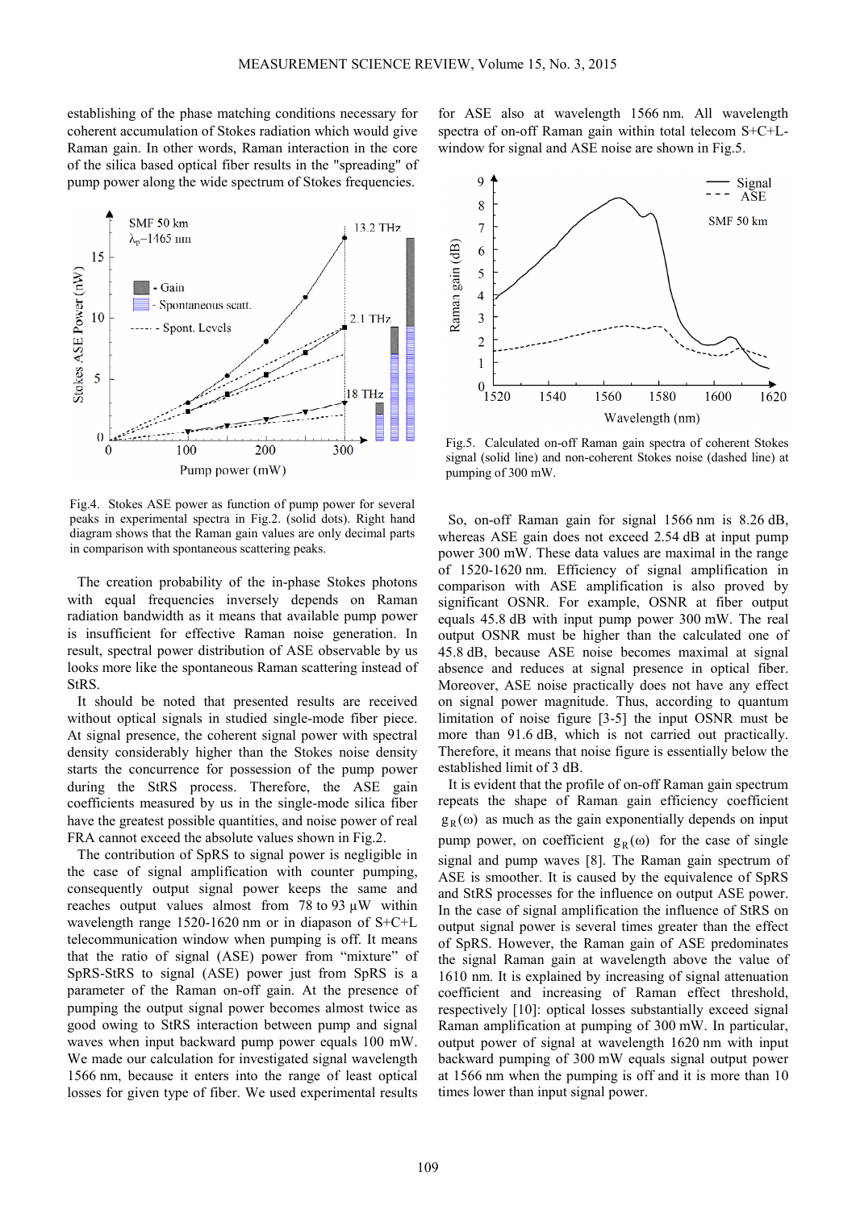establishing of the phase matching conditions necessary for coherent accumulation of Stokes radiation which would give Raman gain. In other words, Raman interaction in the core of the silica based optical fiber results in the "spreading" of pump power along the wide spectrum of Stokes frequencies.

Fig.4. Stokes ASE power as function of pump power for several peaks in experimental spectra in Fig.2. (solid dots). Right hand diagram shows that the Raman gain values are only decimal parts in comparison with spontaneous scattering peaks.

The creation probability of the in-phase Stokes photons with equal frequencies inversely depends on Raman radiation bandwidth as it means that available pump power is insufficient for effective Raman noise generation. In result, spectral power distribution of ASE observable by us looks more like the spontaneous Raman scattering instead of StRS.

It should be noted that presented results are received without optical signals in studied single-mode fiber piece. At signal presence, the coherent signal power with spectral density considerably higher than the Stokes noise density starts the concurrence for possession of the pump power during the StRS process. Therefore, the ASE gain coefficients measured by us in the single-mode silica fiber have the greatest possible quantities, and noise power of real FRA cannot exceed the absolute values shown in Fig.2.

The contribution of SpRS to signal power is negligible in the case of signal amplification with counter pumping, consequently output signal power keeps the same and reaches output values almost from 78 to 93 μW within wavelength range 1520-1620 nm or in diapason of S+C+L telecommunication window when pumping is off. It means that the ratio of signal (ASE) power from "mixture" of SpRS-StRS to signal (ASE) power just from SpRS is a parameter of the Raman on-off gain. At the presence of pumping the output signal power becomes almost twice as good owing to StRS interaction between pump and signal waves when input backward pump power equals 100 mW. We made our calculation for investigated signal wavelength 1566 nm, because it enters into the range of least optical losses for given type of fiber. We used experimental results for ASE also at wavelength 1566 nm. All wavelength spectra of on-off Raman gain within total telecom S+C+L-window for signal and ASE noise are shown in Fig.5.

Fig.5. Calculated on-off Raman gain spectra of coherent Stokes signal (solid line) and non-coherent Stokes noise (dashed line) at pumping of 300 mW.

So, on-off Raman gain for signal 1566 nm is 8.26 dB, whereas ASE gain does not exceed 2.54 dB at input pump power 300 mW. These data values are maximal in the range of 1520-1620 nm. Efficiency of signal amplification in comparison with ASE amplification is also proved by significant OSNR. For example, OSNR at fiber output equals 45.8 dB with input pump power 300 mW. The real output OSNR must be higher than the calculated one of 45.8 dB, because ASE noise becomes maximal at signal absence and reduces at signal presence in optical fiber. Moreover, ASE noise practically does not have any effect on signal power magnitude. Thus, according to quantum limitation of noise figure [3-5] the input OSNR must be more than 91.6 dB, which is not carried out practically. Therefore, it means that noise figure is essentially below the established limit of 3 dB.

It is evident that the profile of on-off Raman gain spectrum repeats the shape of Raman gain efficiency coefficient $g_R(\omega)$ as much as the gain exponentially depends on input pump power, on coefficient $g_R(\omega)$ for the case of single signal and pump waves [8]. The Raman gain spectrum of ASE is smoother. It is caused by the equivalence of SpRS and StRS processes for the influence on output ASE power. In the case of signal amplification the influence of StRS on output signal power is several times greater than the effect of SpRS. However, the Raman gain of ASE predominates the signal Raman gain at wavelength above the value of 1610 nm. It is explained by increasing of signal attenuation coefficient and increasing of Raman effect threshold, respectively [10]: optical losses substantially exceed signal Raman amplification at pumping of 300 mW. In particular, output power of signal at wavelength 1620 nm with input backward pumping of 300 mW equals signal output power at 1566 nm when the pumping is off and it is more than 10 times lower than input signal power.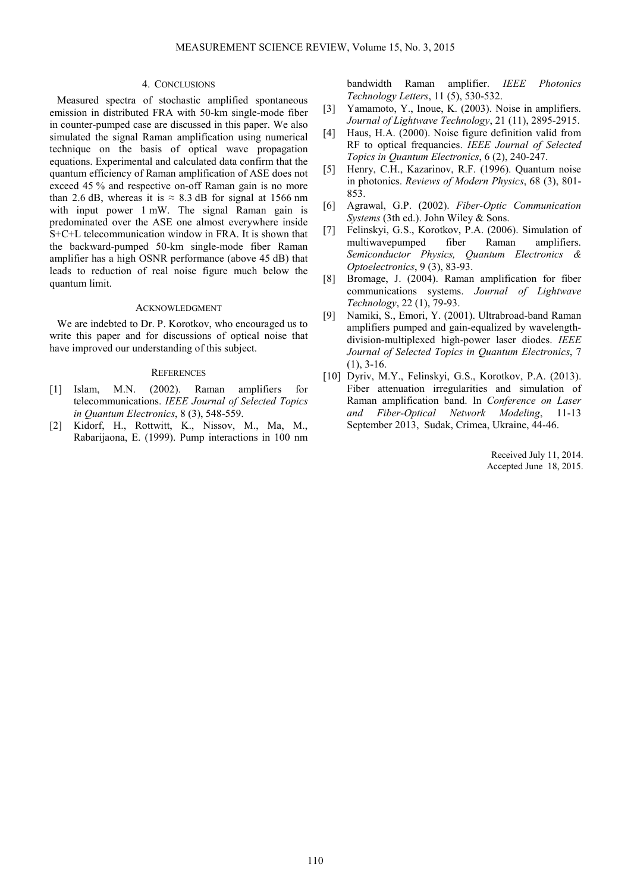## 4. CONCLUSIONS

Measured spectra of stochastic amplified spontaneous emission in distributed FRA with 50-km single-mode fiber in counter-pumped case are discussed in this paper. We also simulated the signal Raman amplification using numerical technique on the basis of optical wave propagation equations. Experimental and calculated data confirm that the quantum efficiency of Raman amplification of ASE does not exceed 45 % and respective on-off Raman gain is no more than 2.6 dB, whereas it is $\approx$ 8.3 dB for signal at 1566 nm with input power 1 mW. The signal Raman gain is predominated over the ASE one almost everywhere inside S+C+L telecommunication window in FRA. It is shown that the backward-pumped 50-km single-mode fiber Raman amplifier has a high OSNR performance (above 45 dB) that leads to reduction of real noise figure much below the quantum limit.

## ACKNOWLEDGMENT

We are indebted to Dr. P. Korotkov, who encouraged us to write this paper and for discussions of optical noise that have improved our understanding of this subject.

## REFERENCES

[1] Islam, M.N. (2002). Raman amplifiers for telecommunications. *IEEE Journal of Selected Topics in Quantum Electronics*, 8 (3), 548-559.

[2] Kidorf, H., Rottwitt, K., Nissov, M., Ma, M., Rabarijaona, E. (1999). Pump interactions in 100 nm bandwidth Raman amplifier. *IEEE Photonics Technology Letters*, 11 (5), 530-532.

[3] Yamamoto, Y., Inoue, K. (2003). Noise in amplifiers. *Journal of Lightwave Technology*, 21 (11), 2895-2915.

[4] Haus, H.A. (2000). Noise figure definition valid from RF to optical frequancies. *IEEE Journal of Selected Topics in Quantum Electronics*, 6 (2), 240-247.

[5] Henry, C.H., Kazarinov, R.F. (1996). Quantum noise in photonics. *Reviews of Modern Physics*, 68 (3), 801-853.

[6] Agrawal, G.P. (2002). *Fiber-Optic Communication Systems* (3th ed.). John Wiley & Sons.

[7] Felinskyi, G.S., Korotkov, P.A. (2006). Simulation of multiwavepumped fiber Raman amplifiers. *Semiconductor Physics, Quantum Electronics & Optoelectronics*, 9 (3), 83-93.

[8] Bromage, J. (2004). Raman amplification for fiber communications systems. *Journal of Lightwave Technology*, 22 (1), 79-93.

[9] Namiki, S., Emori, Y. (2001). Ultrabroad-band Raman amplifiers pumped and gain-equalized by wavelength-division-multiplexed high-power laser diodes. *IEEE Journal of Selected Topics in Quantum Electronics*, 7 (1), 3-16.

[10] Dyriv, M.Y., Felinskyi, G.S., Korotkov, P.A. (2013). Fiber attenuation irregularities and simulation of Raman amplification band. In *Conference on Laser and Fiber-Optical Network Modeling*, 11-13 September 2013, Sudak, Crimea, Ukraine, 44-46.

Received July 11, 2014.
Accepted June 18, 2015.